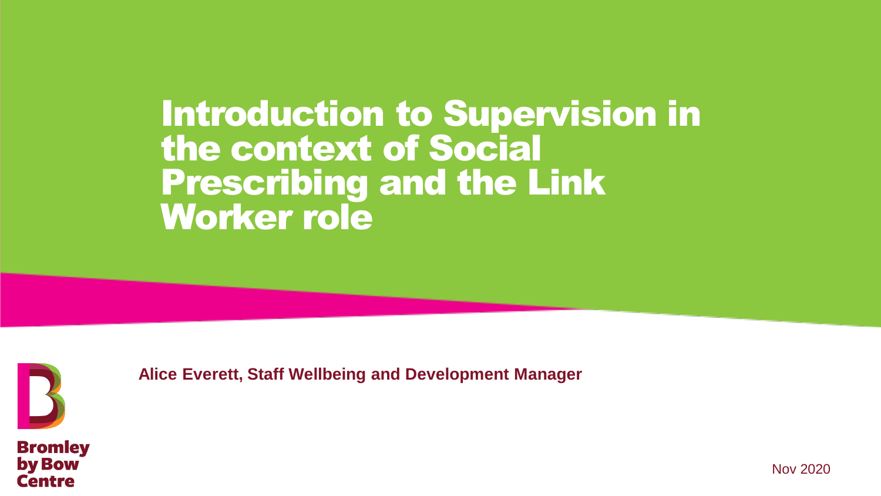# Introduction to Supervision in the context of Social Prescribing and the Link Worker role

**Alice Everett, Staff Wellbeing and Development Manager**

Bromley by Bow Centre

Nov 2020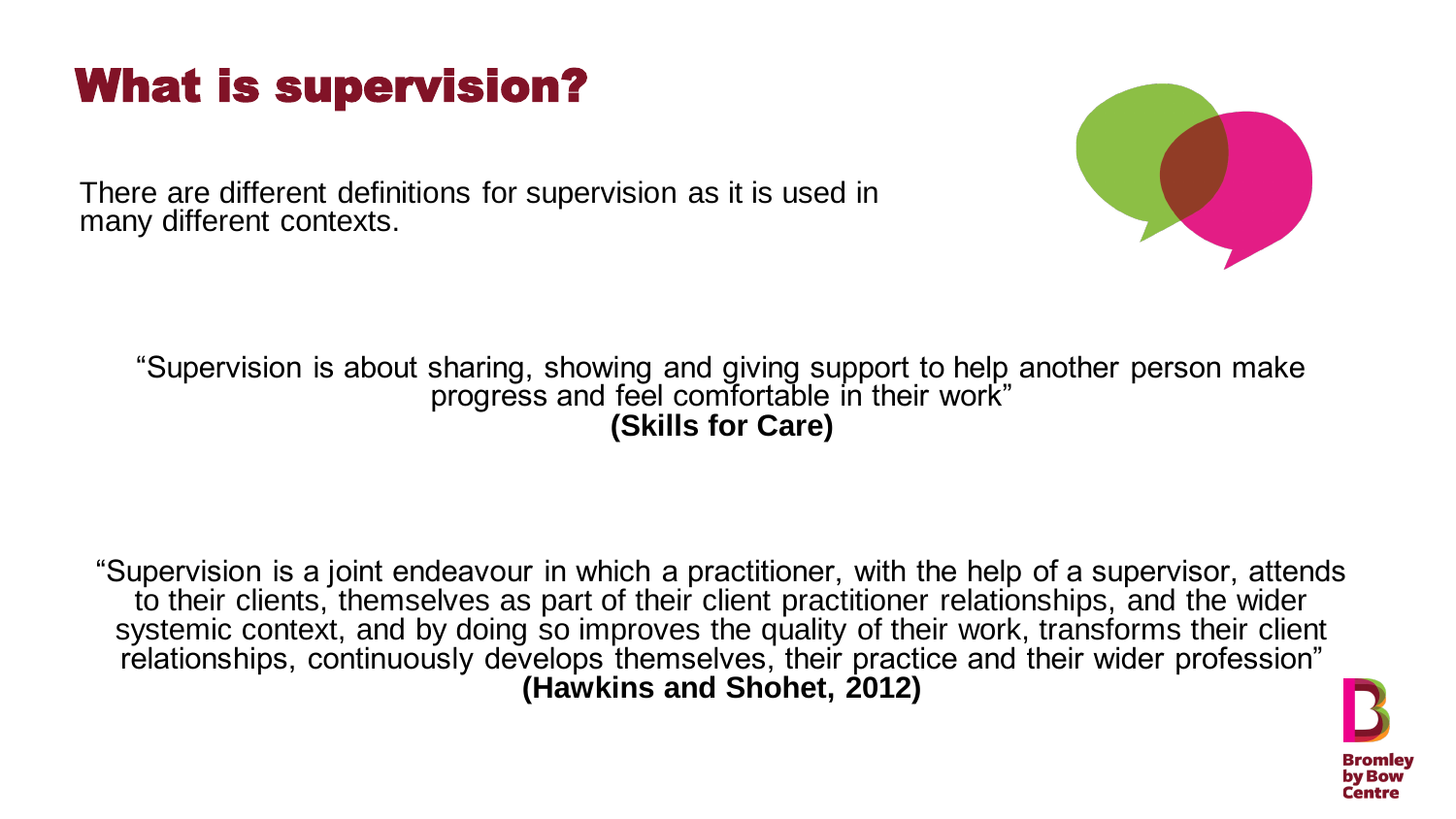# What is supervision?

There are different definitions for supervision as it is used in many different contexts.

"Supervision is about sharing, showing and giving support to help another person make progress and feel comfortable in their work"
**(Skills for Care)**

"Supervision is a joint endeavour in which a practitioner, with the help of a supervisor, attends to their clients, themselves as part of their client practitioner relationships, and the wider systemic context, and by doing so improves the quality of their work, transforms their client relationships, continuously develops themselves, their practice and their wider profession"
**(Hawkins and Shohet, 2012)**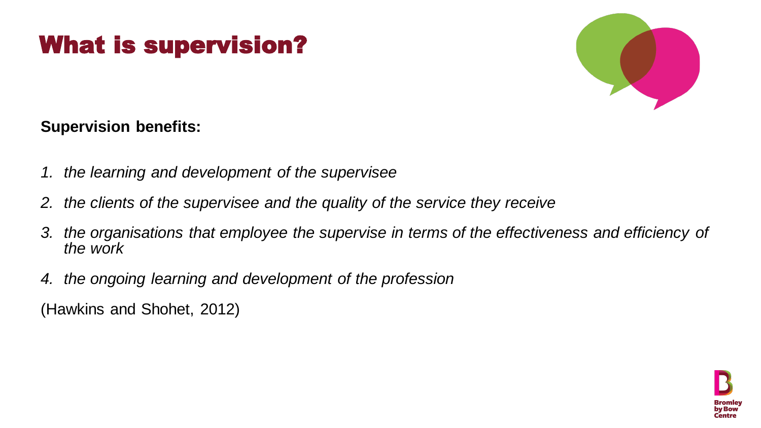# What is supervision?

**Supervision benefits:**

1. *the learning and development of the supervisee*
2. *the clients of the supervisee and the quality of the service they receive*
3. *the organisations that employee the supervise in terms of the effectiveness and efficiency of the work*
4. *the ongoing learning and development of the profession*

(Hawkins and Shohet, 2012)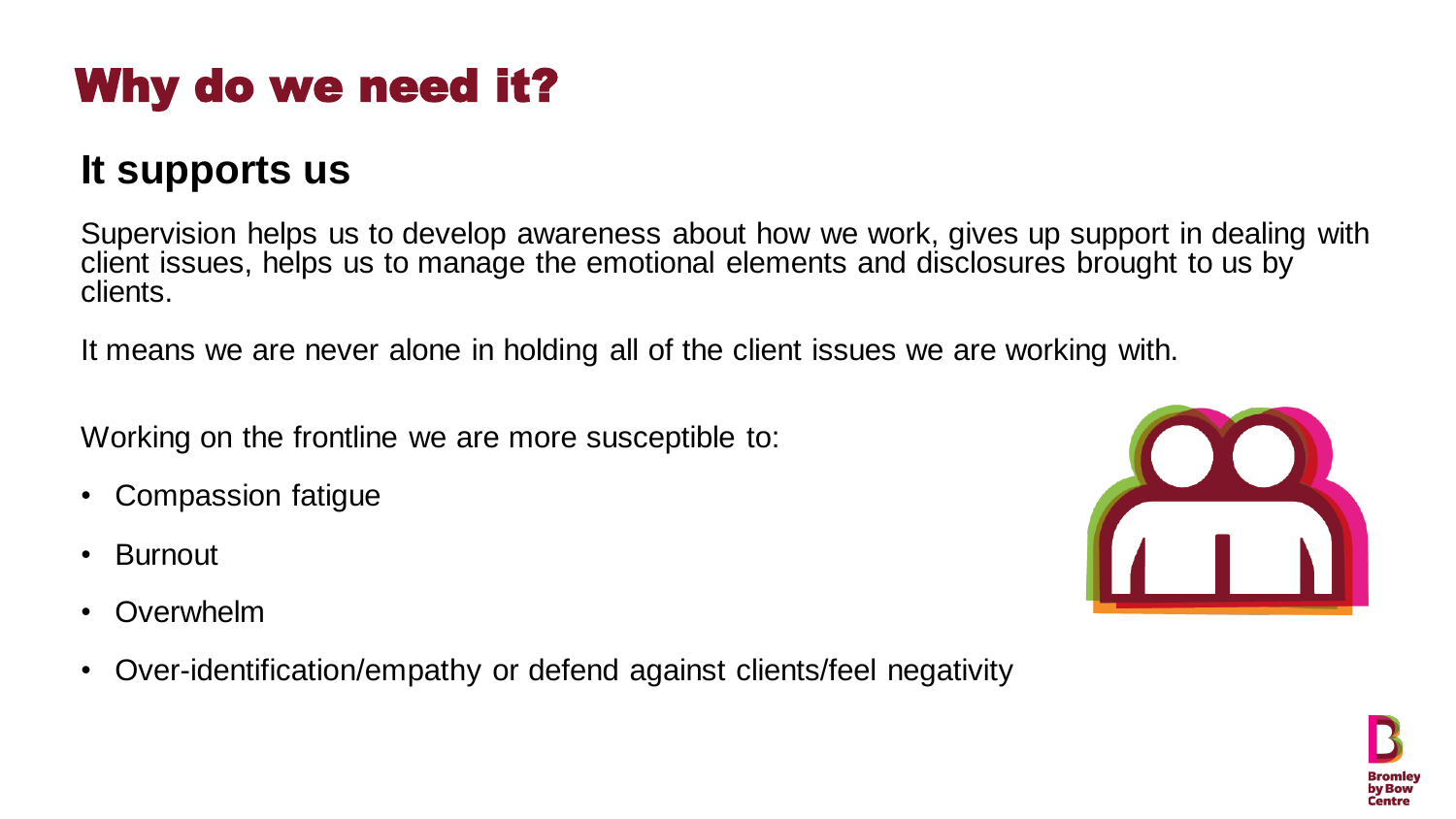# Why do we need it?

## It supports us

Supervision helps us to develop awareness about how we work, gives up support in dealing with client issues, helps us to manage the emotional elements and disclosures brought to us by clients.

It means we are never alone in holding all of the client issues we are working with.

Working on the frontline we are more susceptible to:

- Compassion fatigue
- Burnout
- Overwhelm
- Over-identification/empathy or defend against clients/feel negativity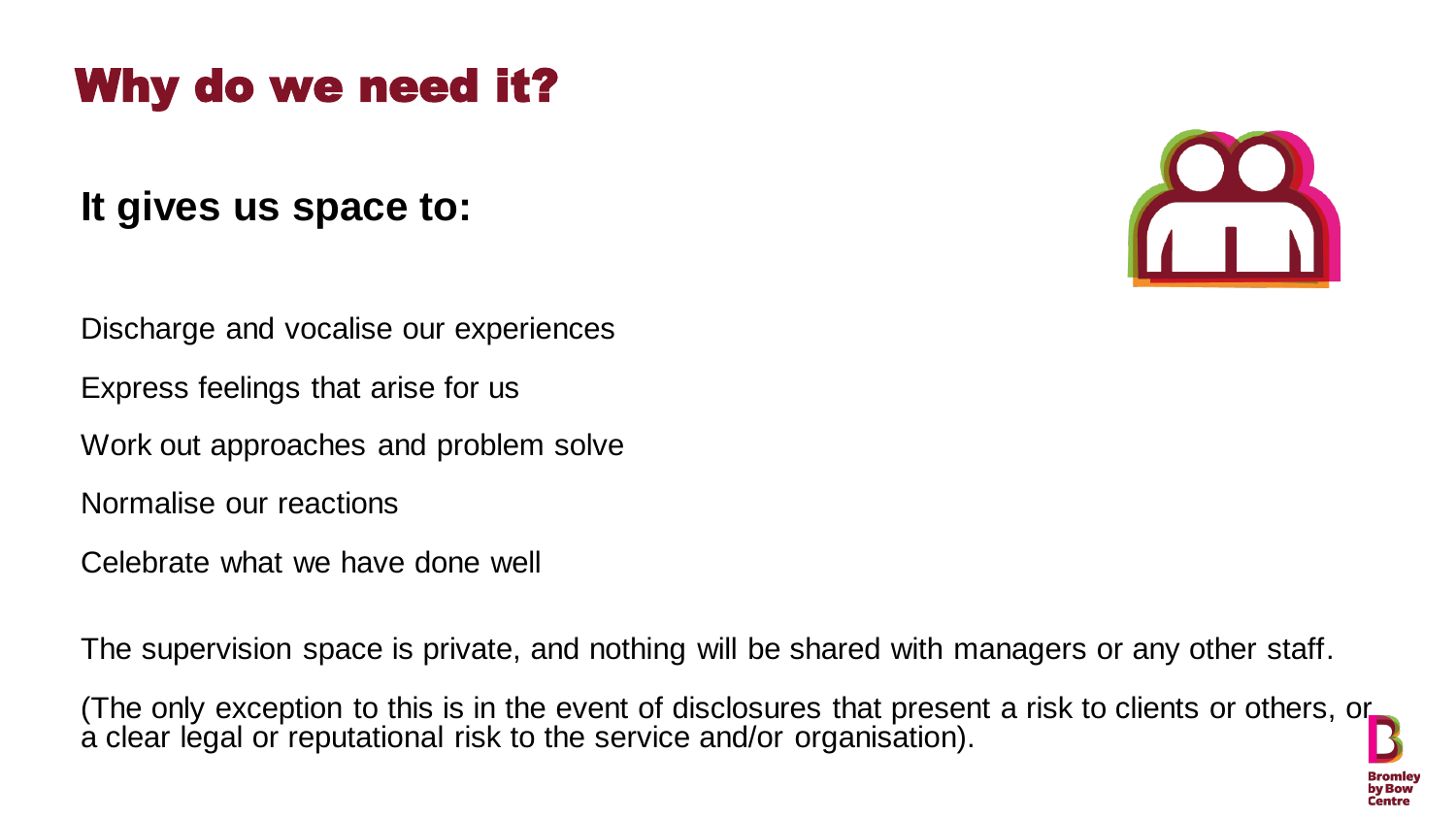# Why do we need it?

**It gives us space to:**

Discharge and vocalise our experiences

Express feelings that arise for us

Work out approaches and problem solve

Normalise our reactions

Celebrate what we have done well

The supervision space is private, and nothing will be shared with managers or any other staff.

(The only exception to this is in the event of disclosures that present a risk to clients or others, or a clear legal or reputational risk to the service and/or organisation).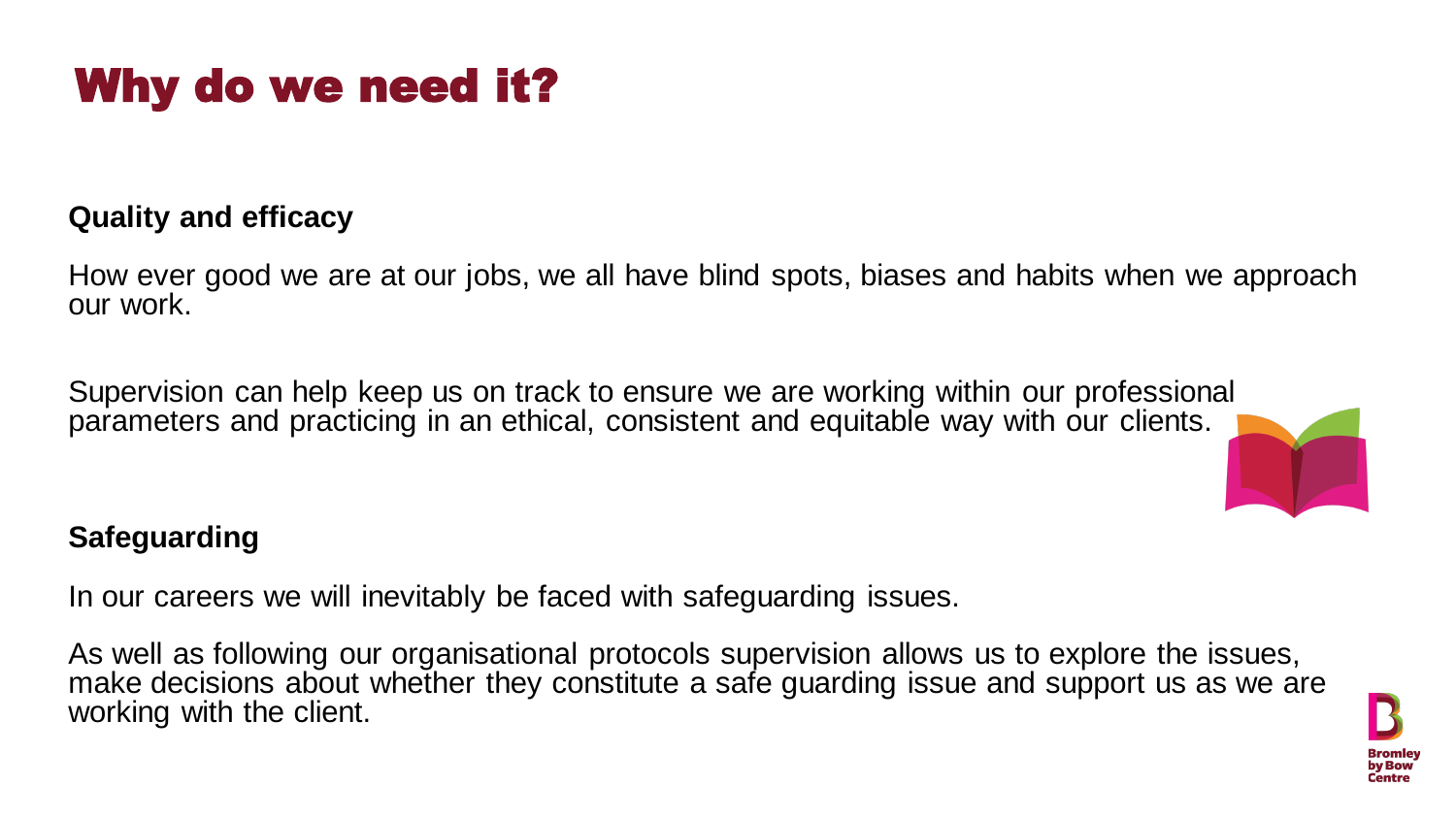# Why do we need it?

**Quality and efficacy**

How ever good we are at our jobs, we all have blind spots, biases and habits when we approach our work.

Supervision can help keep us on track to ensure we are working within our professional parameters and practicing in an ethical, consistent and equitable way with our clients.

**Safeguarding**

In our careers we will inevitably be faced with safeguarding issues.

As well as following our organisational protocols supervision allows us to explore the issues, make decisions about whether they constitute a safe guarding issue and support us as we are working with the client.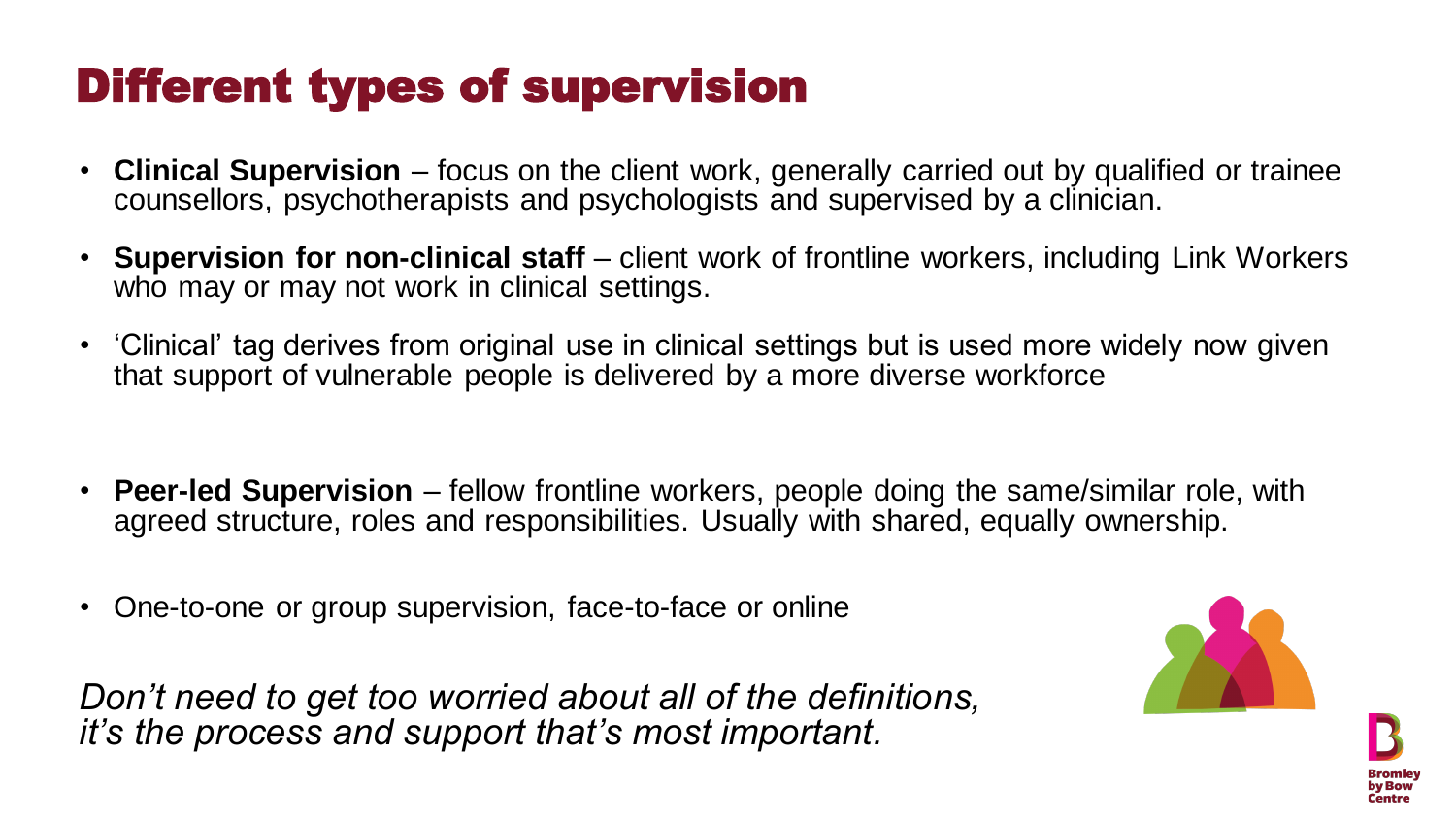# Different types of supervision

- **Clinical Supervision** – focus on the client work, generally carried out by qualified or trainee counsellors, psychotherapists and psychologists and supervised by a clinician.
- **Supervision for non-clinical staff** – client work of frontline workers, including Link Workers who may or may not work in clinical settings.
- 'Clinical' tag derives from original use in clinical settings but is used more widely now given that support of vulnerable people is delivered by a more diverse workforce

- **Peer-led Supervision** – fellow frontline workers, people doing the same/similar role, with agreed structure, roles and responsibilities. Usually with shared, equally ownership.
- One-to-one or group supervision, face-to-face or online

*Don't need to get too worried about all of the definitions, it's the process and support that's most important.*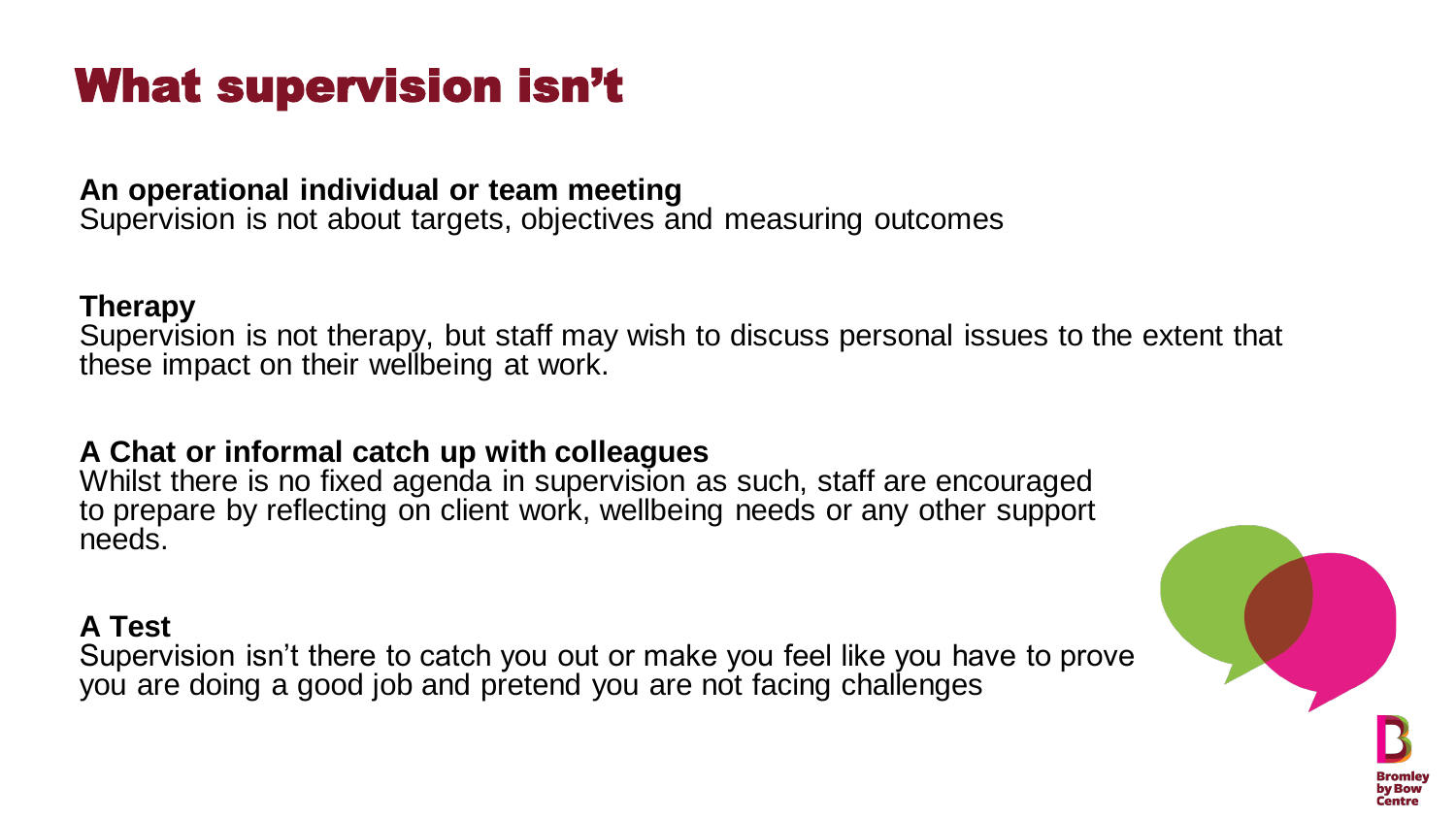# What supervision isn't

**An operational individual or team meeting**
Supervision is not about targets, objectives and measuring outcomes

**Therapy**
Supervision is not therapy, but staff may wish to discuss personal issues to the extent that these impact on their wellbeing at work.

**A Chat or informal catch up with colleagues**
Whilst there is no fixed agenda in supervision as such, staff are encouraged to prepare by reflecting on client work, wellbeing needs or any other support needs.

**A Test**
Supervision isn't there to catch you out or make you feel like you have to prove you are doing a good job and pretend you are not facing challenges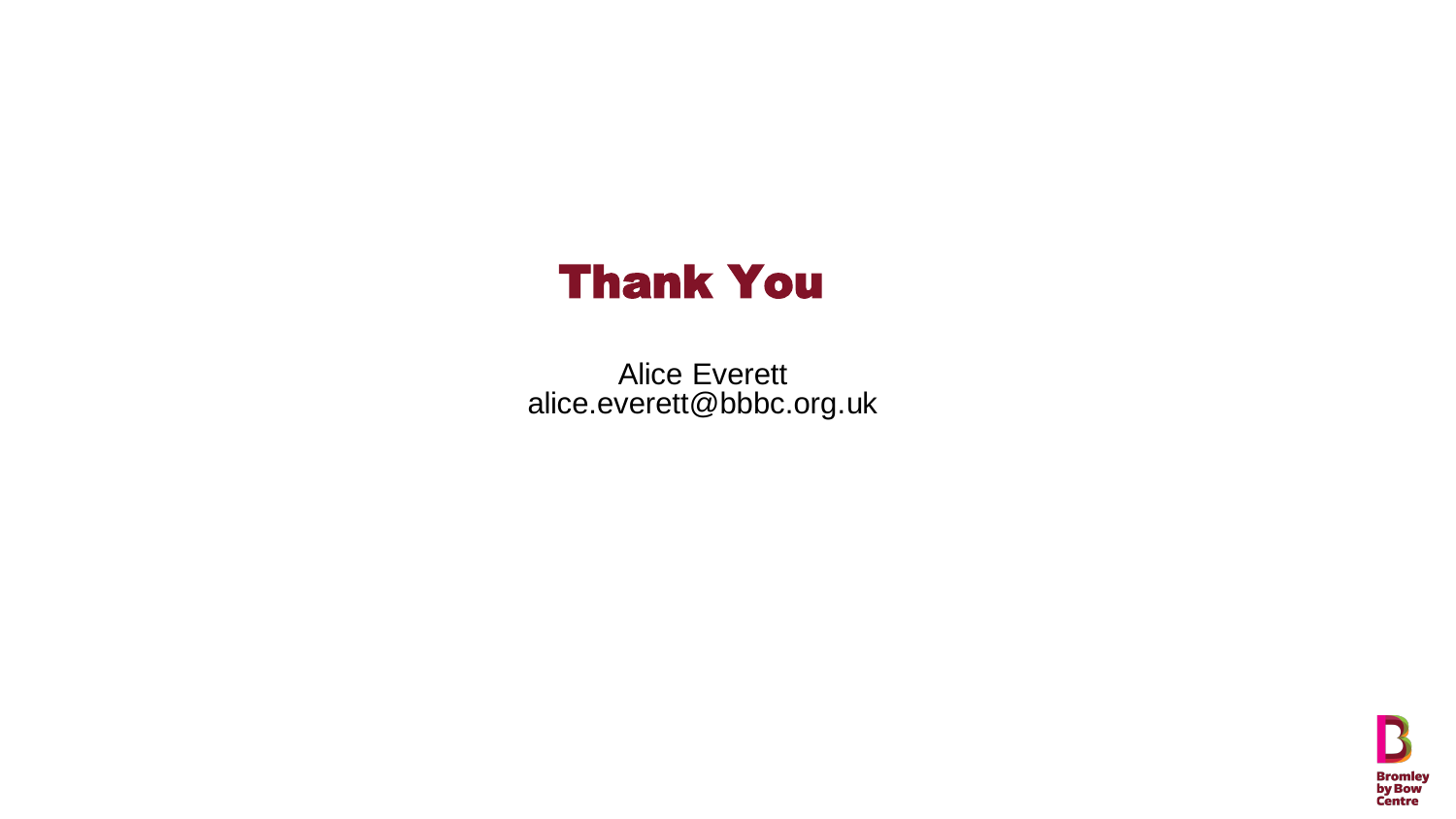# Thank You

Alice Everett
alice.everett@bbbc.org.uk

Bromley by Bow Centre